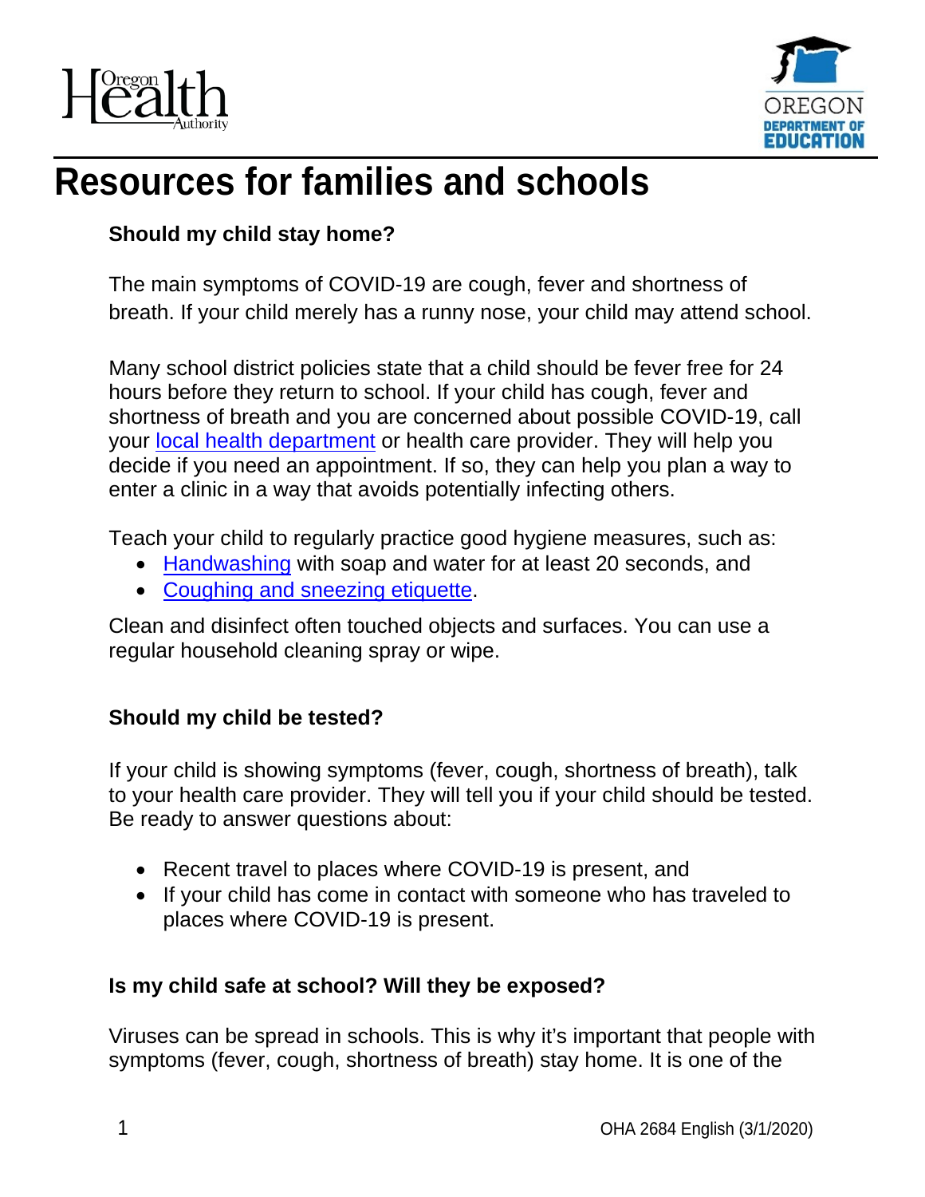# Resources for families and schools

### Should my child stay home?

The main symptoms of COVID-19 are cough, fever and shortness of breath. If your child merely has a runny nose, your child may attend school.

Many school district policies state that a child should be fever free for 24 hours before they return to school. If your child has cough, fever and shortness of breath and you are concerned about possible COVID-19, call your local health department or health care provider. They will help you decide if you need an appointment. If so, they can help you plan a way to enter a clinic in a way that avoids potentially infecting others.

Teach your child to regularly practice good hygiene measures, such as:

- Handwashing with soap and water for at least 20 seconds, and
- Coughing and sneezing etiquette.

Clean and disinfect often touched objects and surfaces. You can use a regular household cleaning spray or wipe.

### Should my child be tested?

If your child is showing symptoms (fever, cough, shortness of breath), talk to your health care provider. They will tell you if your child should be tested. Be ready to answer questions about:

- Recent travel to places where COVID-19 is present, and
- If your child has come in contact with someone who has traveled to places where COVID-19 is present.

### Is my child safe at school? Will they be exposed?

Viruses can be spread in schools. This is why it's important that people with symptoms (fever, cough, shortness of breath) stay home. It is one of the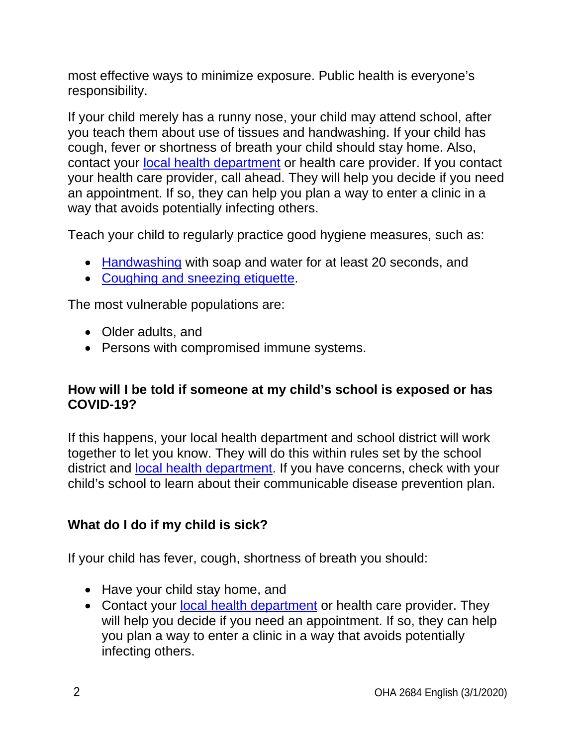most effective ways to minimize exposure. Public health is everyone's responsibility.

If your child merely has a runny nose, your child may attend school, after you teach them about use of tissues and handwashing. If your child has cough, fever or shortness of breath your child should stay home. Also, contact your local health department or health care provider. If you contact your health care provider, call ahead. They will help you decide if you need an appointment. If so, they can help you plan a way to enter a clinic in a way that avoids potentially infecting others.

Teach your child to regularly practice good hygiene measures, such as:

- Handwashing with soap and water for at least 20 seconds, and
- Coughing and sneezing etiquette.

The most vulnerable populations are:

- Older adults, and
- Persons with compromised immune systems.

### How will I be told if someone at my child's school is exposed or has COVID-19?

If this happens, your local health department and school district will work together to let you know. They will do this within rules set by the school district and local health department. If you have concerns, check with your child's school to learn about their communicable disease prevention plan.

### What do I do if my child is sick?

If your child has fever, cough, shortness of breath you should:

- Have your child stay home, and
- Contact your local health department or health care provider. They will help you decide if you need an appointment. If so, they can help you plan a way to enter a clinic in a way that avoids potentially infecting others.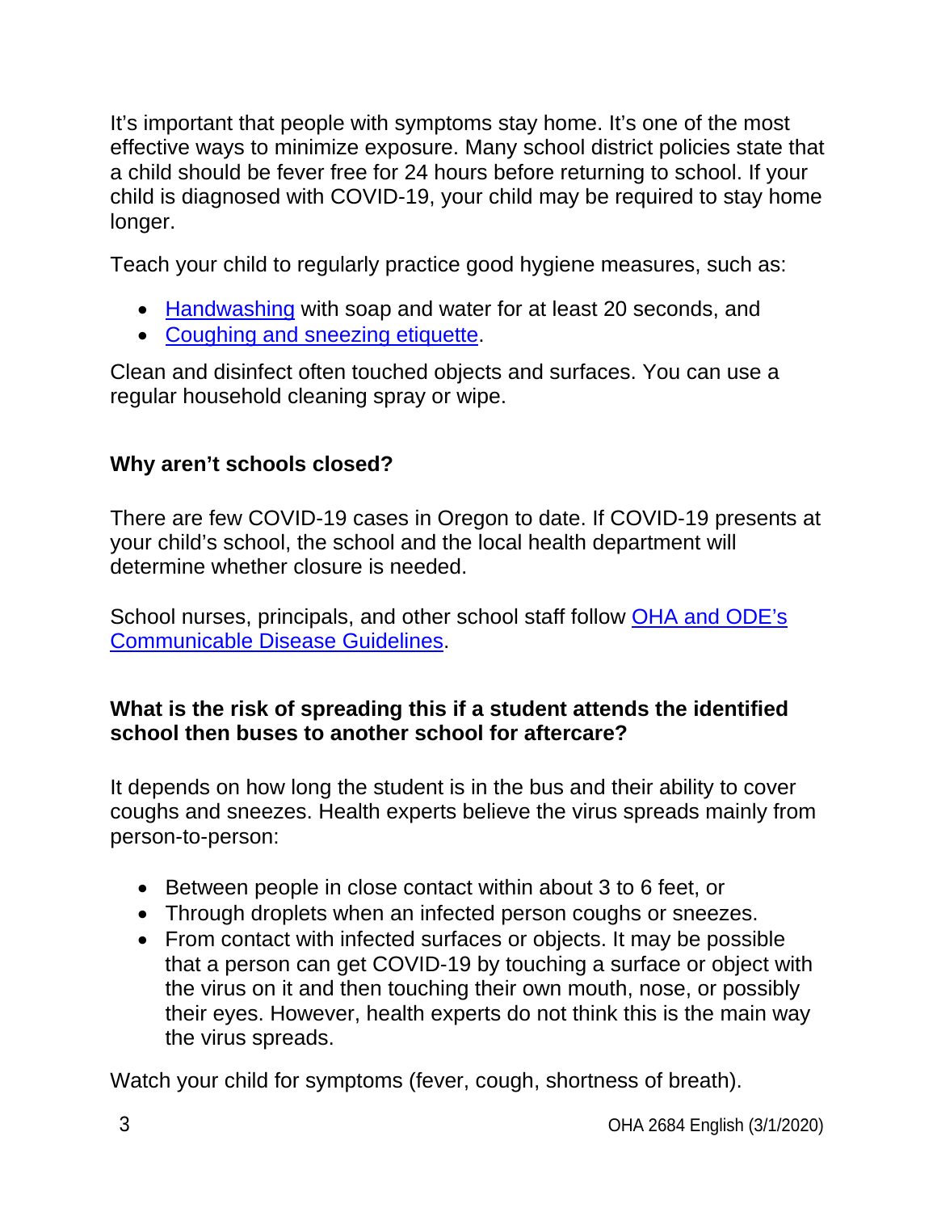It's important that people with symptoms stay home. It's one of the most effective ways to minimize exposure. Many school district policies state that a child should be fever free for 24 hours before returning to school. If your child is diagnosed with COVID-19, your child may be required to stay home longer.

Teach your child to regularly practice good hygiene measures, such as:

- Handwashing with soap and water for at least 20 seconds, and
- Coughing and sneezing etiquette.

Clean and disinfect often touched objects and surfaces. You can use a regular household cleaning spray or wipe.

### Why aren't schools closed?

There are few COVID-19 cases in Oregon to date. If COVID-19 presents at your child's school, the school and the local health department will determine whether closure is needed.

School nurses, principals, and other school staff follow OHA and ODE's Communicable Disease Guidelines.

### What is the risk of spreading this if a student attends the identified school then buses to another school for aftercare?

It depends on how long the student is in the bus and their ability to cover coughs and sneezes. Health experts believe the virus spreads mainly from person-to-person:

- Between people in close contact within about 3 to 6 feet, or
- Through droplets when an infected person coughs or sneezes.
- From contact with infected surfaces or objects. It may be possible that a person can get COVID-19 by touching a surface or object with the virus on it and then touching their own mouth, nose, or possibly their eyes. However, health experts do not think this is the main way the virus spreads.

Watch your child for symptoms (fever, cough, shortness of breath).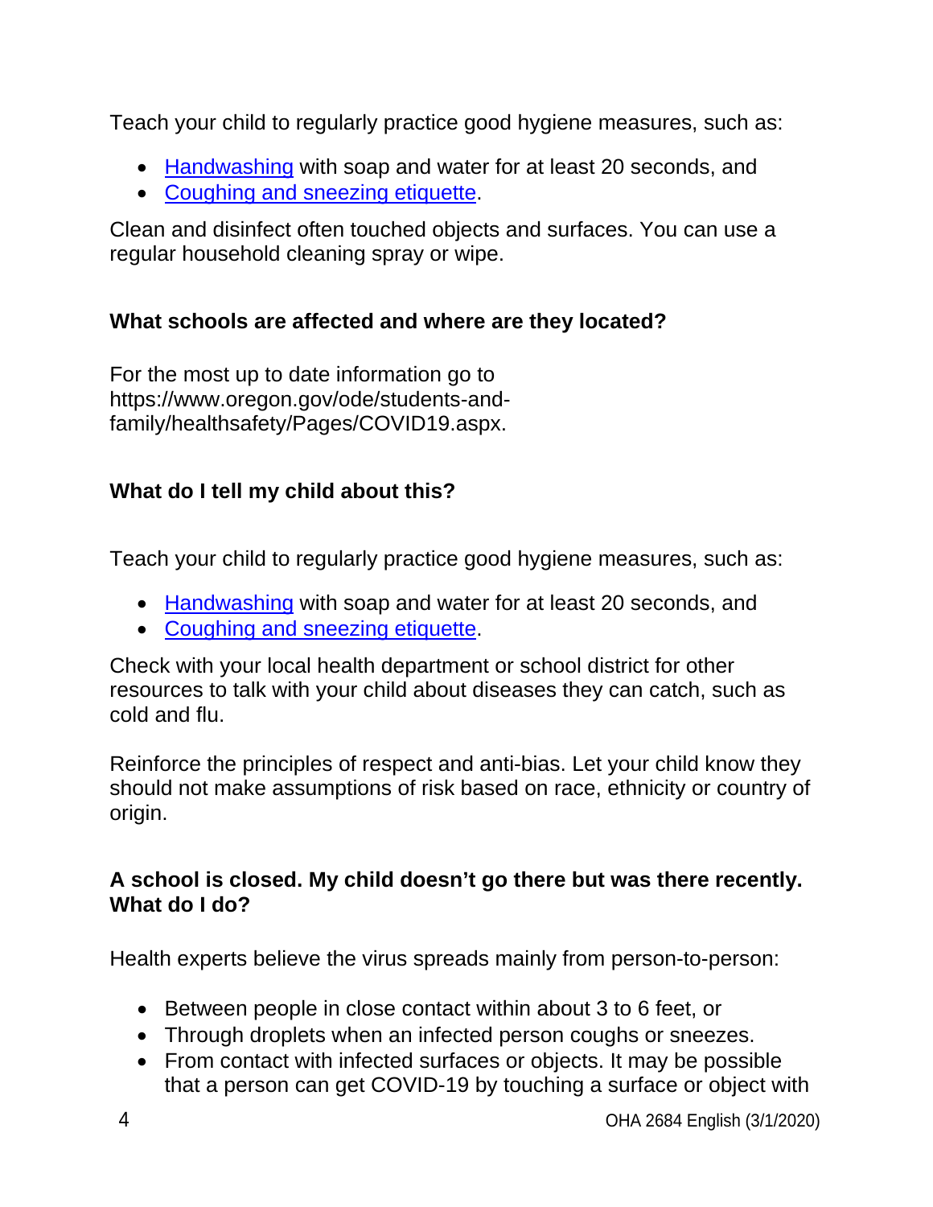Teach your child to regularly practice good hygiene measures, such as:

- Handwashing with soap and water for at least 20 seconds, and
- Coughing and sneezing etiquette.

Clean and disinfect often touched objects and surfaces. You can use a regular household cleaning spray or wipe.

### What schools are affected and where are they located?

For the most up to date information go to https://www.oregon.gov/ode/students-and-family/healthsafety/Pages/COVID19.aspx.

### What do I tell my child about this?

Teach your child to regularly practice good hygiene measures, such as:

- Handwashing with soap and water for at least 20 seconds, and
- Coughing and sneezing etiquette.

Check with your local health department or school district for other resources to talk with your child about diseases they can catch, such as cold and flu.

Reinforce the principles of respect and anti-bias. Let your child know they should not make assumptions of risk based on race, ethnicity or country of origin.

### A school is closed. My child doesn't go there but was there recently. What do I do?

Health experts believe the virus spreads mainly from person-to-person:

- Between people in close contact within about 3 to 6 feet, or
- Through droplets when an infected person coughs or sneezes.
- From contact with infected surfaces or objects. It may be possible that a person can get COVID-19 by touching a surface or object with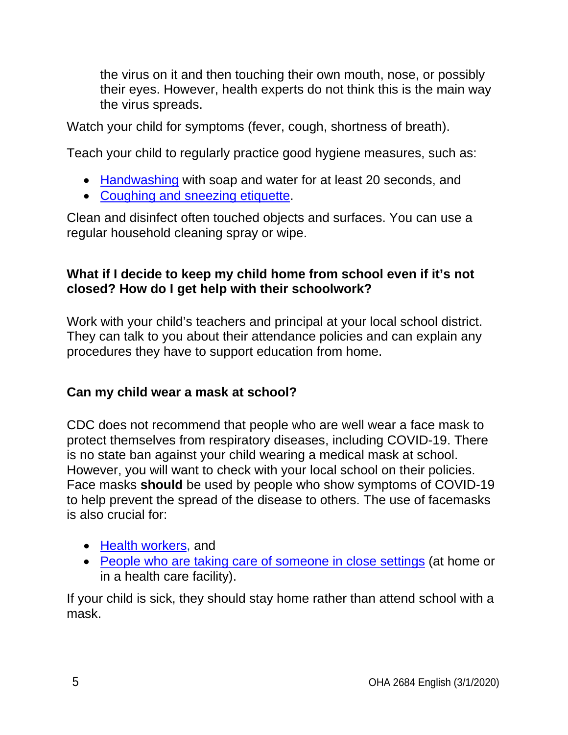the virus on it and then touching their own mouth, nose, or possibly their eyes. However, health experts do not think this is the main way the virus spreads.

Watch your child for symptoms (fever, cough, shortness of breath).

Teach your child to regularly practice good hygiene measures, such as:

- Handwashing with soap and water for at least 20 seconds, and
- Coughing and sneezing etiquette.

Clean and disinfect often touched objects and surfaces. You can use a regular household cleaning spray or wipe.

**What if I decide to keep my child home from school even if it's not closed? How do I get help with their schoolwork?**

Work with your child's teachers and principal at your local school district. They can talk to you about their attendance policies and can explain any procedures they have to support education from home.

**Can my child wear a mask at school?**

CDC does not recommend that people who are well wear a face mask to protect themselves from respiratory diseases, including COVID-19. There is no state ban against your child wearing a medical mask at school. However, you will want to check with your local school on their policies. Face masks **should** be used by people who show symptoms of COVID-19 to help prevent the spread of the disease to others. The use of facemasks is also crucial for:

- Health workers, and
- People who are taking care of someone in close settings (at home or in a health care facility).

If your child is sick, they should stay home rather than attend school with a mask.

OHA 2684 English (3/1/2020)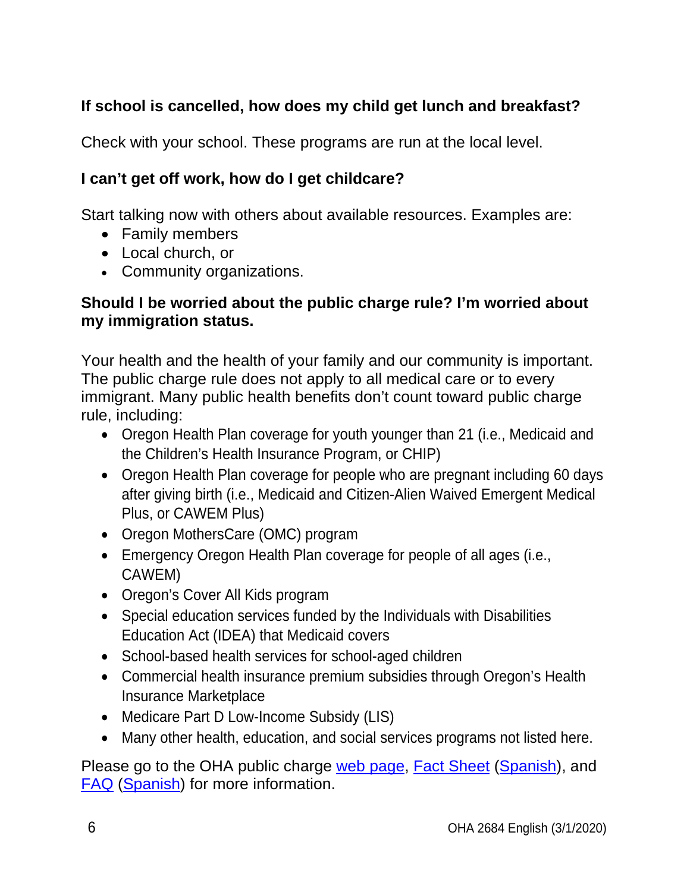**If school is cancelled, how does my child get lunch and breakfast?**

Check with your school. These programs are run at the local level.

**I can't get off work, how do I get childcare?**

Start talking now with others about available resources. Examples are:

- Family members
- Local church, or
- Community organizations.

**Should I be worried about the public charge rule? I'm worried about my immigration status.**

Your health and the health of your family and our community is important. The public charge rule does not apply to all medical care or to every immigrant. Many public health benefits don't count toward public charge rule, including:

- Oregon Health Plan coverage for youth younger than 21 (i.e., Medicaid and the Children's Health Insurance Program, or CHIP)
- Oregon Health Plan coverage for people who are pregnant including 60 days after giving birth (i.e., Medicaid and Citizen-Alien Waived Emergent Medical Plus, or CAWEM Plus)
- Oregon MothersCare (OMC) program
- Emergency Oregon Health Plan coverage for people of all ages (i.e., CAWEM)
- Oregon's Cover All Kids program
- Special education services funded by the Individuals with Disabilities Education Act (IDEA) that Medicaid covers
- School-based health services for school-aged children
- Commercial health insurance premium subsidies through Oregon's Health Insurance Marketplace
- Medicare Part D Low-Income Subsidy (LIS)
- Many other health, education, and social services programs not listed here.

Please go to the OHA public charge web page, Fact Sheet (Spanish), and FAQ (Spanish) for more information.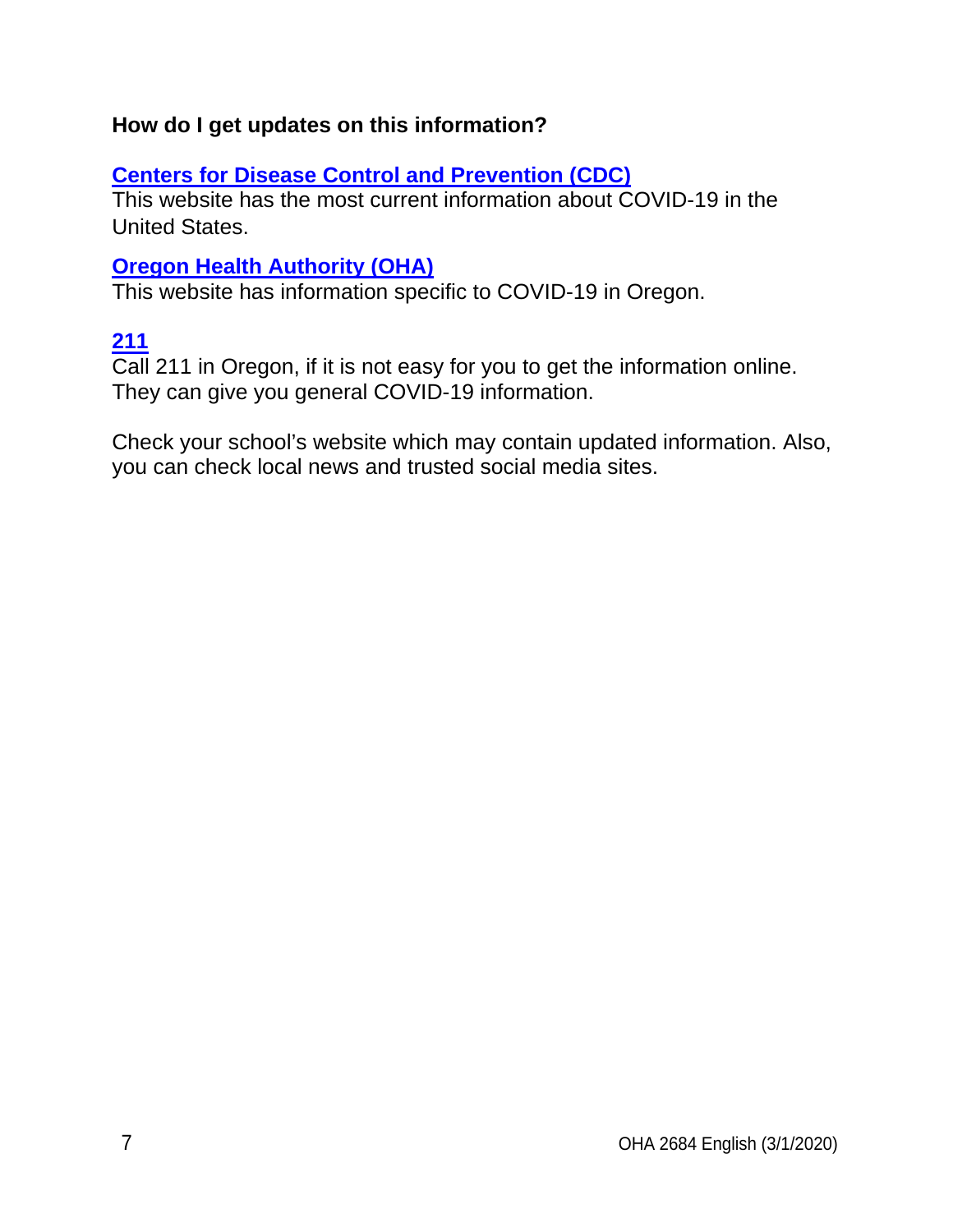**How do I get updates on this information?**

**Centers for Disease Control and Prevention (CDC)**
This website has the most current information about COVID-19 in the United States.

**Oregon Health Authority (OHA)**
This website has information specific to COVID-19 in Oregon.

**211**
Call 211 in Oregon, if it is not easy for you to get the information online. They can give you general COVID-19 information.

Check your school's website which may contain updated information. Also, you can check local news and trusted social media sites.